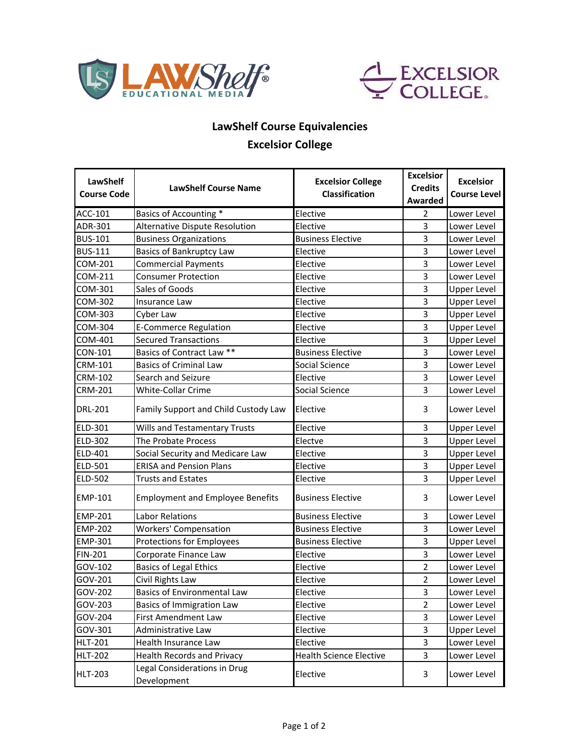# LawShelf Course Equivalencies

## Excelsior College

| LawShelf Course Code | LawShelf Course Name | Excelsior College Classification | Excelsior Credits Awarded | Excelsior Course Level |
|---|---|---|---|---|
| ACC-101 | Basics of Accounting * | Elective | 2 | Lower Level |
| ADR-301 | Alternative Dispute Resolution | Elective | 3 | Lower Level |
| BUS-101 | Business Organizations | Business Elective | 3 | Lower Level |
| BUS-111 | Basics of Bankruptcy Law | Elective | 3 | Lower Level |
| COM-201 | Commercial Payments | Elective | 3 | Lower Level |
| COM-211 | Consumer Protection | Elective | 3 | Lower Level |
| COM-301 | Sales of Goods | Elective | 3 | Upper Level |
| COM-302 | Insurance Law | Elective | 3 | Upper Level |
| COM-303 | Cyber Law | Elective | 3 | Upper Level |
| COM-304 | E-Commerce Regulation | Elective | 3 | Upper Level |
| COM-401 | Secured Transactions | Elective | 3 | Upper Level |
| CON-101 | Basics of Contract Law ** | Business Elective | 3 | Lower Level |
| CRM-101 | Basics of Criminal Law | Social Science | 3 | Lower Level |
| CRM-102 | Search and Seizure | Elective | 3 | Lower Level |
| CRM-201 | White-Collar Crime | Social Science | 3 | Lower Level |
| DRL-201 | Family Support and Child Custody Law | Elective | 3 | Lower Level |
| ELD-301 | Wills and Testamentary Trusts | Elective | 3 | Upper Level |
| ELD-302 | The Probate Process | Electve | 3 | Upper Level |
| ELD-401 | Social Security and Medicare Law | Elective | 3 | Upper Level |
| ELD-501 | ERISA and Pension Plans | Elective | 3 | Upper Level |
| ELD-502 | Trusts and Estates | Elective | 3 | Upper Level |
| EMP-101 | Employment and Employee Benefits | Business Elective | 3 | Lower Level |
| EMP-201 | Labor Relations | Business Elective | 3 | Lower Level |
| EMP-202 | Workers' Compensation | Business Elective | 3 | Lower Level |
| EMP-301 | Protections for Employees | Business Elective | 3 | Upper Level |
| FIN-201 | Corporate Finance Law | Elective | 3 | Lower Level |
| GOV-102 | Basics of Legal Ethics | Elective | 2 | Lower Level |
| GOV-201 | Civil Rights Law | Elective | 2 | Lower Level |
| GOV-202 | Basics of Environmental Law | Elective | 3 | Lower Level |
| GOV-203 | Basics of Immigration Law | Elective | 2 | Lower Level |
| GOV-204 | First Amendment Law | Elective | 3 | Lower Level |
| GOV-301 | Administrative Law | Elective | 3 | Upper Level |
| HLT-201 | Health Insurance Law | Elective | 3 | Lower Level |
| HLT-202 | Health Records and Privacy | Health Science Elective | 3 | Lower Level |
| HLT-203 | Legal Considerations in Drug Development | Elective | 3 | Lower Level |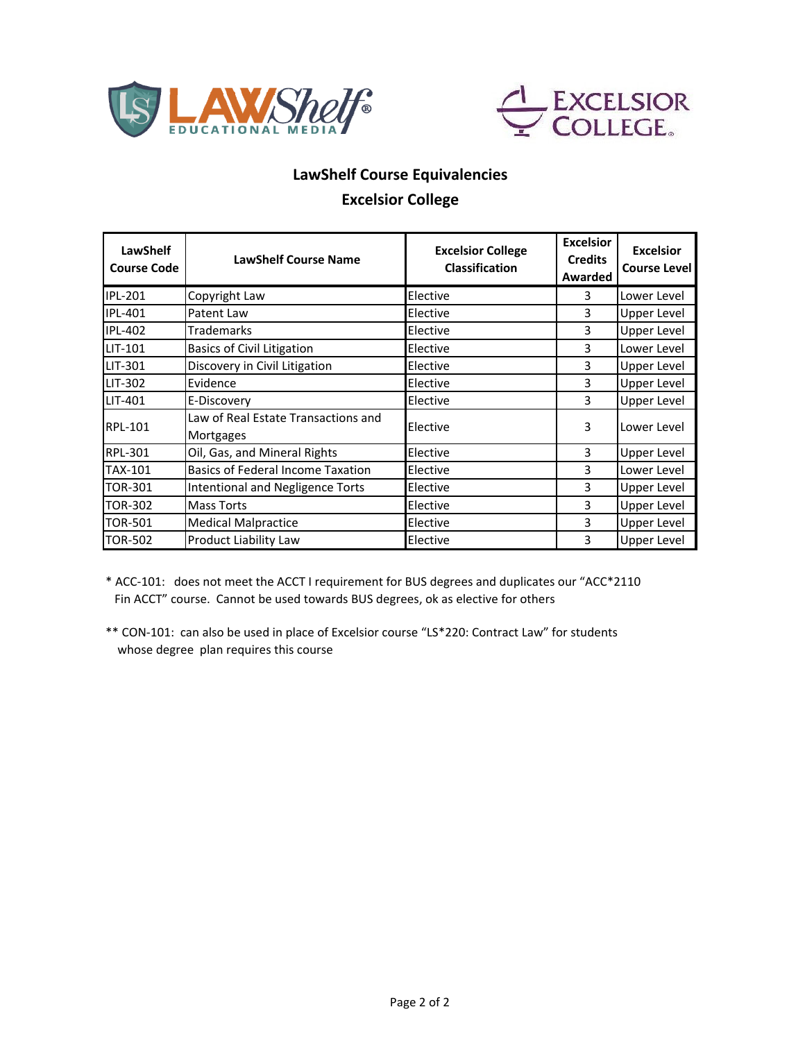## LawShelf Course Equivalencies

## Excelsior College

| LawShelf Course Code | LawShelf Course Name | Excelsior College Classification | Excelsior Credits Awarded | Excelsior Course Level |
|---|---|---|---|---|
| IPL-201 | Copyright Law | Elective | 3 | Lower Level |
| IPL-401 | Patent Law | Elective | 3 | Upper Level |
| IPL-402 | Trademarks | Elective | 3 | Upper Level |
| LIT-101 | Basics of Civil Litigation | Elective | 3 | Lower Level |
| LIT-301 | Discovery in Civil Litigation | Elective | 3 | Upper Level |
| LIT-302 | Evidence | Elective | 3 | Upper Level |
| LIT-401 | E-Discovery | Elective | 3 | Upper Level |
| RPL-101 | Law of Real Estate Transactions and Mortgages | Elective | 3 | Lower Level |
| RPL-301 | Oil, Gas, and Mineral Rights | Elective | 3 | Upper Level |
| TAX-101 | Basics of Federal Income Taxation | Elective | 3 | Lower Level |
| TOR-301 | Intentional and Negligence Torts | Elective | 3 | Upper Level |
| TOR-302 | Mass Torts | Elective | 3 | Upper Level |
| TOR-501 | Medical Malpractice | Elective | 3 | Upper Level |
| TOR-502 | Product Liability Law | Elective | 3 | Upper Level |

* ACC-101: does not meet the ACCT I requirement for BUS degrees and duplicates our "ACC*2110 Fin ACCT" course. Cannot be used towards BUS degrees, ok as elective for others

** CON-101: can also be used in place of Excelsior course "LS*220: Contract Law" for students whose degree plan requires this course